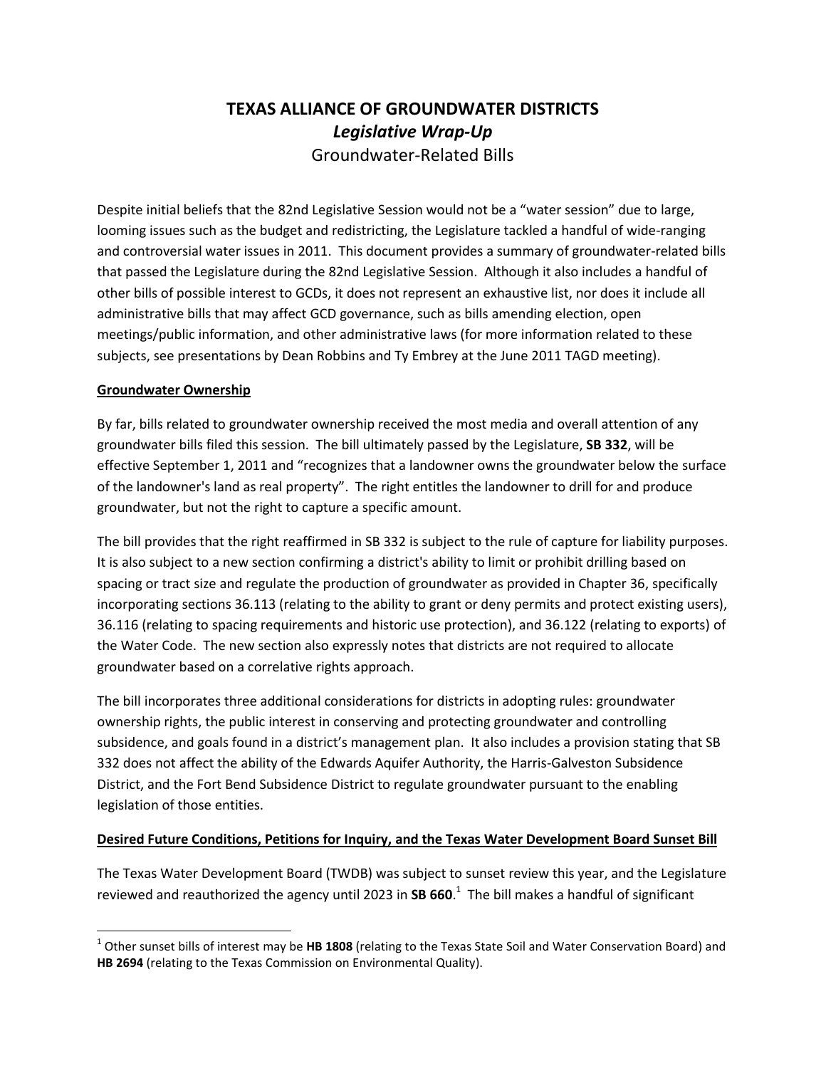# TEXAS ALLIANCE OF GROUNDWATER DISTRICTS
## *Legislative Wrap-Up*
### Groundwater-Related Bills

Despite initial beliefs that the 82nd Legislative Session would not be a "water session" due to large, looming issues such as the budget and redistricting, the Legislature tackled a handful of wide-ranging and controversial water issues in 2011. This document provides a summary of groundwater-related bills that passed the Legislature during the 82nd Legislative Session. Although it also includes a handful of other bills of possible interest to GCDs, it does not represent an exhaustive list, nor does it include all administrative bills that may affect GCD governance, such as bills amending election, open meetings/public information, and other administrative laws (for more information related to these subjects, see presentations by Dean Robbins and Ty Embrey at the June 2011 TAGD meeting).

**Groundwater Ownership**

By far, bills related to groundwater ownership received the most media and overall attention of any groundwater bills filed this session. The bill ultimately passed by the Legislature, **SB 332**, will be effective September 1, 2011 and "recognizes that a landowner owns the groundwater below the surface of the landowner's land as real property". The right entitles the landowner to drill for and produce groundwater, but not the right to capture a specific amount.

The bill provides that the right reaffirmed in SB 332 is subject to the rule of capture for liability purposes. It is also subject to a new section confirming a district's ability to limit or prohibit drilling based on spacing or tract size and regulate the production of groundwater as provided in Chapter 36, specifically incorporating sections 36.113 (relating to the ability to grant or deny permits and protect existing users), 36.116 (relating to spacing requirements and historic use protection), and 36.122 (relating to exports) of the Water Code. The new section also expressly notes that districts are not required to allocate groundwater based on a correlative rights approach.

The bill incorporates three additional considerations for districts in adopting rules: groundwater ownership rights, the public interest in conserving and protecting groundwater and controlling subsidence, and goals found in a district's management plan. It also includes a provision stating that SB 332 does not affect the ability of the Edwards Aquifer Authority, the Harris-Galveston Subsidence District, and the Fort Bend Subsidence District to regulate groundwater pursuant to the enabling legislation of those entities.

**Desired Future Conditions, Petitions for Inquiry, and the Texas Water Development Board Sunset Bill**

The Texas Water Development Board (TWDB) was subject to sunset review this year, and the Legislature reviewed and reauthorized the agency until 2023 in **SB 660**.[1] The bill makes a handful of significant

[1] Other sunset bills of interest may be **HB 1808** (relating to the Texas State Soil and Water Conservation Board) and **HB 2694** (relating to the Texas Commission on Environmental Quality).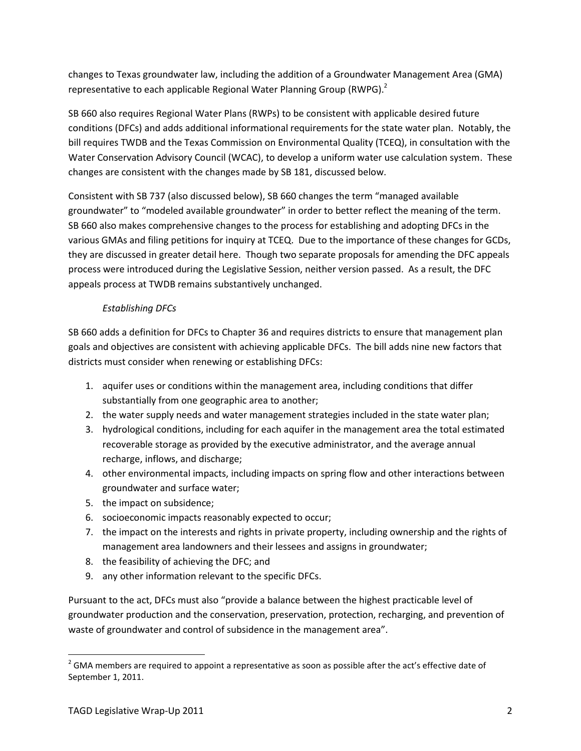changes to Texas groundwater law, including the addition of a Groundwater Management Area (GMA) representative to each applicable Regional Water Planning Group (RWPG).[2]

SB 660 also requires Regional Water Plans (RWPs) to be consistent with applicable desired future conditions (DFCs) and adds additional informational requirements for the state water plan. Notably, the bill requires TWDB and the Texas Commission on Environmental Quality (TCEQ), in consultation with the Water Conservation Advisory Council (WCAC), to develop a uniform water use calculation system. These changes are consistent with the changes made by SB 181, discussed below.

Consistent with SB 737 (also discussed below), SB 660 changes the term "managed available groundwater" to "modeled available groundwater" in order to better reflect the meaning of the term. SB 660 also makes comprehensive changes to the process for establishing and adopting DFCs in the various GMAs and filing petitions for inquiry at TCEQ. Due to the importance of these changes for GCDs, they are discussed in greater detail here. Though two separate proposals for amending the DFC appeals process were introduced during the Legislative Session, neither version passed. As a result, the DFC appeals process at TWDB remains substantively unchanged.

*Establishing DFCs*

SB 660 adds a definition for DFCs to Chapter 36 and requires districts to ensure that management plan goals and objectives are consistent with achieving applicable DFCs. The bill adds nine new factors that districts must consider when renewing or establishing DFCs:

1. aquifer uses or conditions within the management area, including conditions that differ substantially from one geographic area to another;
2. the water supply needs and water management strategies included in the state water plan;
3. hydrological conditions, including for each aquifer in the management area the total estimated recoverable storage as provided by the executive administrator, and the average annual recharge, inflows, and discharge;
4. other environmental impacts, including impacts on spring flow and other interactions between groundwater and surface water;
5. the impact on subsidence;
6. socioeconomic impacts reasonably expected to occur;
7. the impact on the interests and rights in private property, including ownership and the rights of management area landowners and their lessees and assigns in groundwater;
8. the feasibility of achieving the DFC; and
9. any other information relevant to the specific DFCs.

Pursuant to the act, DFCs must also "provide a balance between the highest practicable level of groundwater production and the conservation, preservation, protection, recharging, and prevention of waste of groundwater and control of subsidence in the management area".

---

[2] GMA members are required to appoint a representative as soon as possible after the act's effective date of September 1, 2011.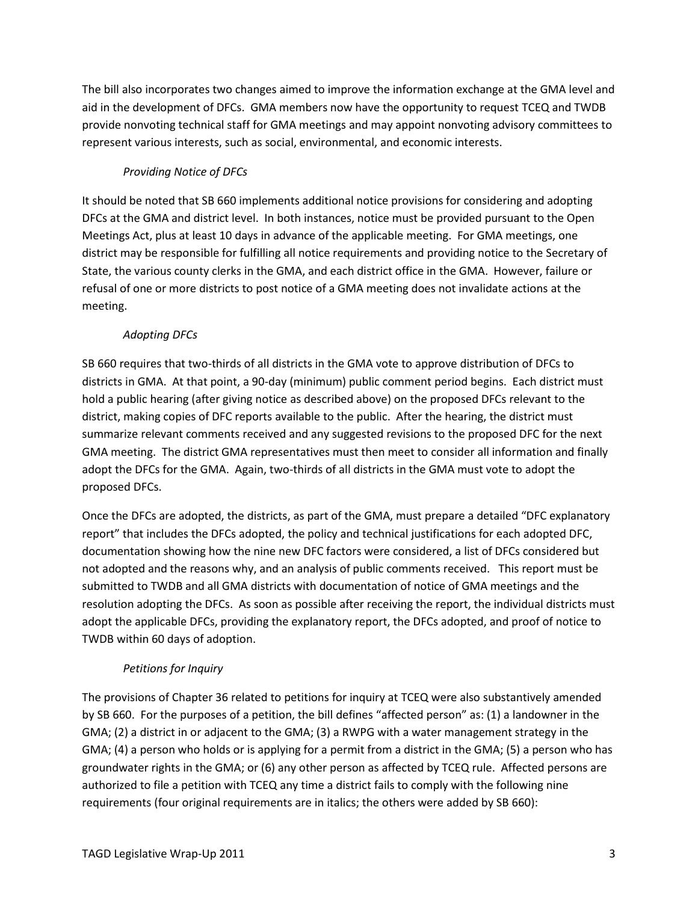The bill also incorporates two changes aimed to improve the information exchange at the GMA level and aid in the development of DFCs. GMA members now have the opportunity to request TCEQ and TWDB provide nonvoting technical staff for GMA meetings and may appoint nonvoting advisory committees to represent various interests, such as social, environmental, and economic interests.

*Providing Notice of DFCs*

It should be noted that SB 660 implements additional notice provisions for considering and adopting DFCs at the GMA and district level. In both instances, notice must be provided pursuant to the Open Meetings Act, plus at least 10 days in advance of the applicable meeting. For GMA meetings, one district may be responsible for fulfilling all notice requirements and providing notice to the Secretary of State, the various county clerks in the GMA, and each district office in the GMA. However, failure or refusal of one or more districts to post notice of a GMA meeting does not invalidate actions at the meeting.

*Adopting DFCs*

SB 660 requires that two-thirds of all districts in the GMA vote to approve distribution of DFCs to districts in GMA. At that point, a 90-day (minimum) public comment period begins. Each district must hold a public hearing (after giving notice as described above) on the proposed DFCs relevant to the district, making copies of DFC reports available to the public. After the hearing, the district must summarize relevant comments received and any suggested revisions to the proposed DFC for the next GMA meeting. The district GMA representatives must then meet to consider all information and finally adopt the DFCs for the GMA. Again, two-thirds of all districts in the GMA must vote to adopt the proposed DFCs.

Once the DFCs are adopted, the districts, as part of the GMA, must prepare a detailed "DFC explanatory report" that includes the DFCs adopted, the policy and technical justifications for each adopted DFC, documentation showing how the nine new DFC factors were considered, a list of DFCs considered but not adopted and the reasons why, and an analysis of public comments received. This report must be submitted to TWDB and all GMA districts with documentation of notice of GMA meetings and the resolution adopting the DFCs. As soon as possible after receiving the report, the individual districts must adopt the applicable DFCs, providing the explanatory report, the DFCs adopted, and proof of notice to TWDB within 60 days of adoption.

*Petitions for Inquiry*

The provisions of Chapter 36 related to petitions for inquiry at TCEQ were also substantively amended by SB 660. For the purposes of a petition, the bill defines "affected person" as: (1) a landowner in the GMA; (2) a district in or adjacent to the GMA; (3) a RWPG with a water management strategy in the GMA; (4) a person who holds or is applying for a permit from a district in the GMA; (5) a person who has groundwater rights in the GMA; or (6) any other person as affected by TCEQ rule. Affected persons are authorized to file a petition with TCEQ any time a district fails to comply with the following nine requirements (four original requirements are in italics; the others were added by SB 660):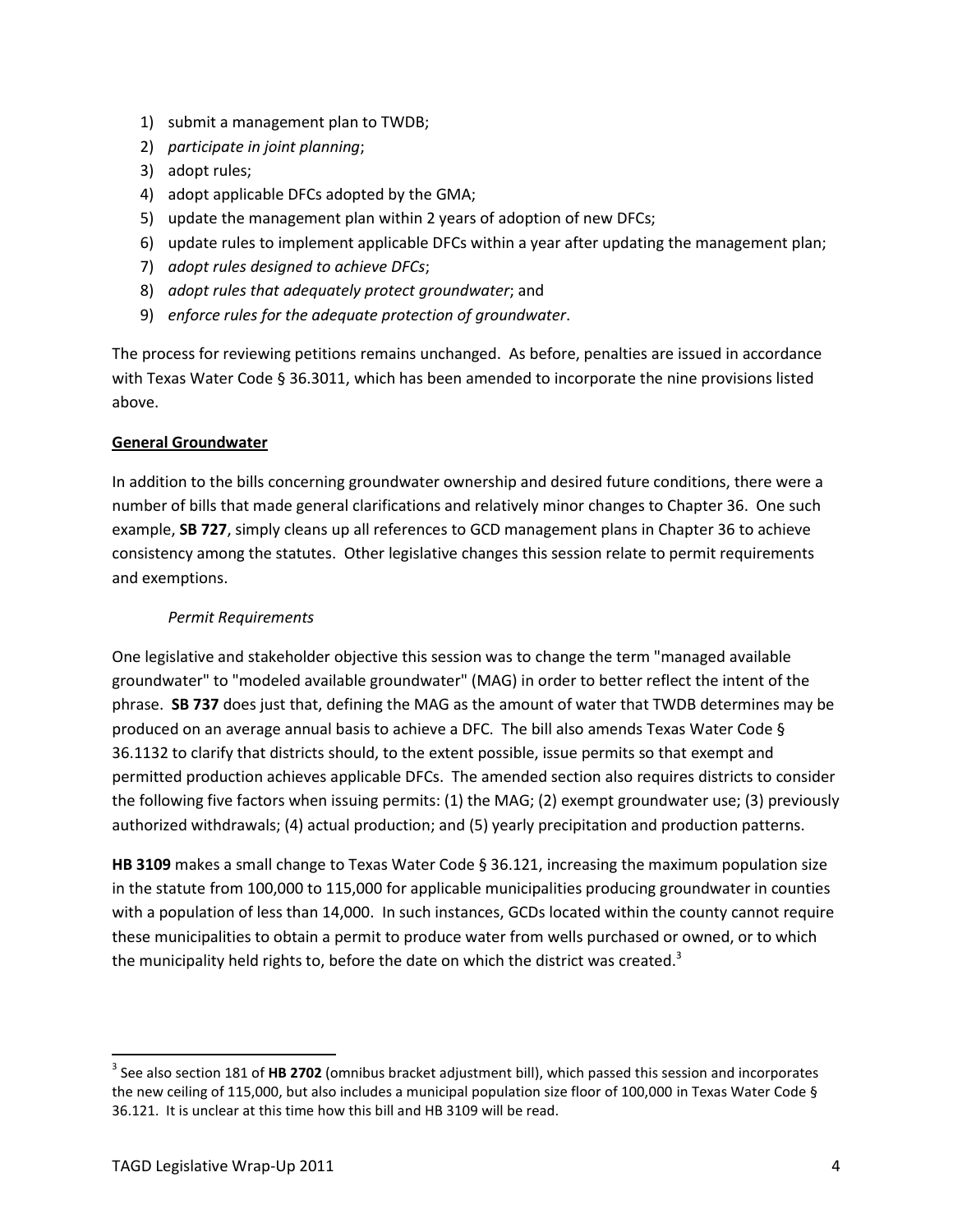1) submit a management plan to TWDB;
2) *participate in joint planning*;
3) adopt rules;
4) adopt applicable DFCs adopted by the GMA;
5) update the management plan within 2 years of adoption of new DFCs;
6) update rules to implement applicable DFCs within a year after updating the management plan;
7) *adopt rules designed to achieve DFCs*;
8) *adopt rules that adequately protect groundwater*; and
9) *enforce rules for the adequate protection of groundwater*.

The process for reviewing petitions remains unchanged. As before, penalties are issued in accordance with Texas Water Code § 36.3011, which has been amended to incorporate the nine provisions listed above.

**General Groundwater**

In addition to the bills concerning groundwater ownership and desired future conditions, there were a number of bills that made general clarifications and relatively minor changes to Chapter 36. One such example, **SB 727**, simply cleans up all references to GCD management plans in Chapter 36 to achieve consistency among the statutes. Other legislative changes this session relate to permit requirements and exemptions.

*Permit Requirements*

One legislative and stakeholder objective this session was to change the term "managed available groundwater" to "modeled available groundwater" (MAG) in order to better reflect the intent of the phrase. **SB 737** does just that, defining the MAG as the amount of water that TWDB determines may be produced on an average annual basis to achieve a DFC. The bill also amends Texas Water Code § 36.1132 to clarify that districts should, to the extent possible, issue permits so that exempt and permitted production achieves applicable DFCs. The amended section also requires districts to consider the following five factors when issuing permits: (1) the MAG; (2) exempt groundwater use; (3) previously authorized withdrawals; (4) actual production; and (5) yearly precipitation and production patterns.

**HB 3109** makes a small change to Texas Water Code § 36.121, increasing the maximum population size in the statute from 100,000 to 115,000 for applicable municipalities producing groundwater in counties with a population of less than 14,000. In such instances, GCDs located within the county cannot require these municipalities to obtain a permit to produce water from wells purchased or owned, or to which the municipality held rights to, before the date on which the district was created.[3]

[3] See also section 181 of **HB 2702** (omnibus bracket adjustment bill), which passed this session and incorporates the new ceiling of 115,000, but also includes a municipal population size floor of 100,000 in Texas Water Code § 36.121. It is unclear at this time how this bill and HB 3109 will be read.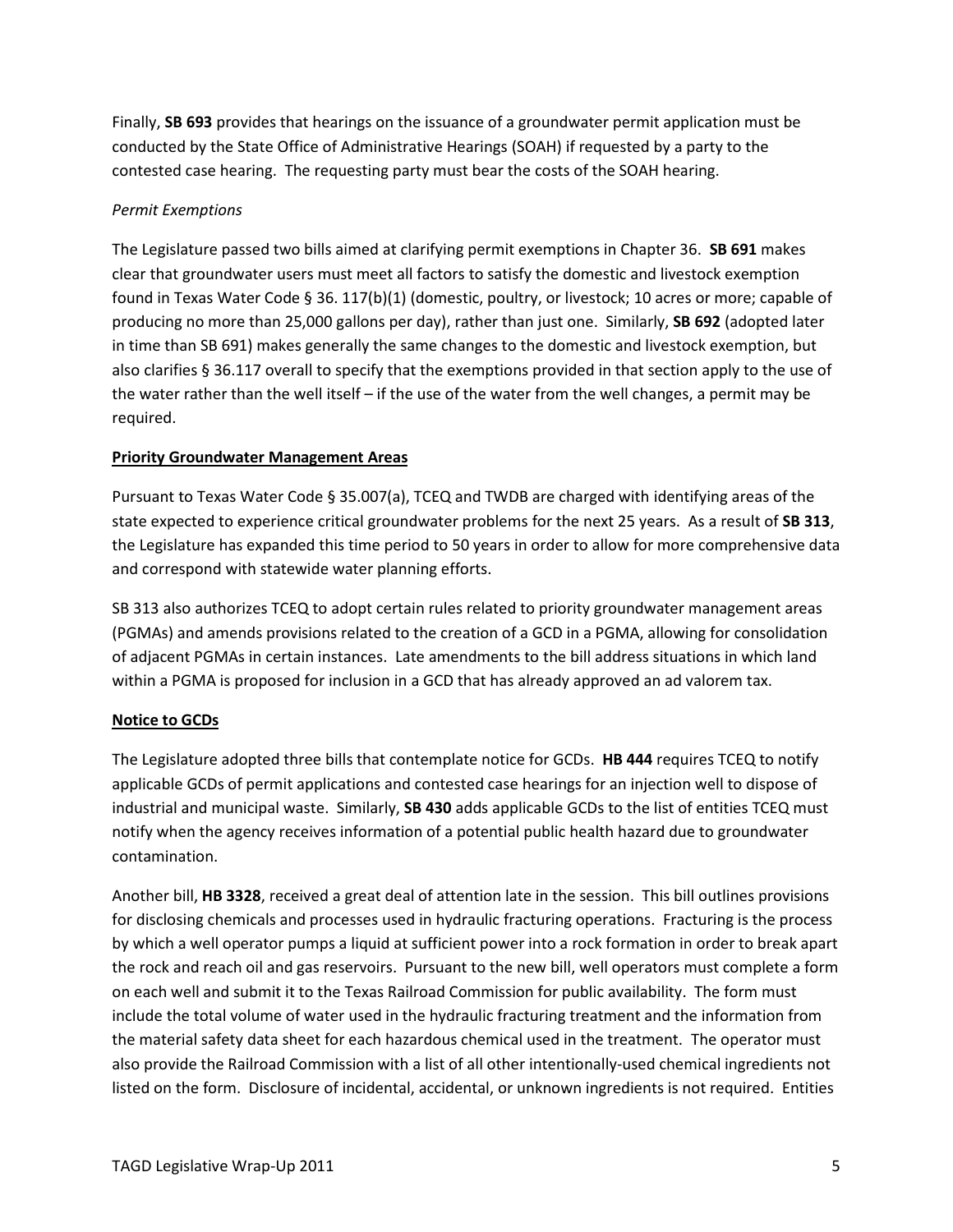Finally, **SB 693** provides that hearings on the issuance of a groundwater permit application must be conducted by the State Office of Administrative Hearings (SOAH) if requested by a party to the contested case hearing. The requesting party must bear the costs of the SOAH hearing.

*Permit Exemptions*

The Legislature passed two bills aimed at clarifying permit exemptions in Chapter 36. **SB 691** makes clear that groundwater users must meet all factors to satisfy the domestic and livestock exemption found in Texas Water Code § 36. 117(b)(1) (domestic, poultry, or livestock; 10 acres or more; capable of producing no more than 25,000 gallons per day), rather than just one. Similarly, **SB 692** (adopted later in time than SB 691) makes generally the same changes to the domestic and livestock exemption, but also clarifies § 36.117 overall to specify that the exemptions provided in that section apply to the use of the water rather than the well itself – if the use of the water from the well changes, a permit may be required.

**Priority Groundwater Management Areas**

Pursuant to Texas Water Code § 35.007(a), TCEQ and TWDB are charged with identifying areas of the state expected to experience critical groundwater problems for the next 25 years. As a result of **SB 313**, the Legislature has expanded this time period to 50 years in order to allow for more comprehensive data and correspond with statewide water planning efforts.

SB 313 also authorizes TCEQ to adopt certain rules related to priority groundwater management areas (PGMAs) and amends provisions related to the creation of a GCD in a PGMA, allowing for consolidation of adjacent PGMAs in certain instances. Late amendments to the bill address situations in which land within a PGMA is proposed for inclusion in a GCD that has already approved an ad valorem tax.

**Notice to GCDs**

The Legislature adopted three bills that contemplate notice for GCDs. **HB 444** requires TCEQ to notify applicable GCDs of permit applications and contested case hearings for an injection well to dispose of industrial and municipal waste. Similarly, **SB 430** adds applicable GCDs to the list of entities TCEQ must notify when the agency receives information of a potential public health hazard due to groundwater contamination.

Another bill, **HB 3328**, received a great deal of attention late in the session. This bill outlines provisions for disclosing chemicals and processes used in hydraulic fracturing operations. Fracturing is the process by which a well operator pumps a liquid at sufficient power into a rock formation in order to break apart the rock and reach oil and gas reservoirs. Pursuant to the new bill, well operators must complete a form on each well and submit it to the Texas Railroad Commission for public availability. The form must include the total volume of water used in the hydraulic fracturing treatment and the information from the material safety data sheet for each hazardous chemical used in the treatment. The operator must also provide the Railroad Commission with a list of all other intentionally-used chemical ingredients not listed on the form. Disclosure of incidental, accidental, or unknown ingredients is not required. Entities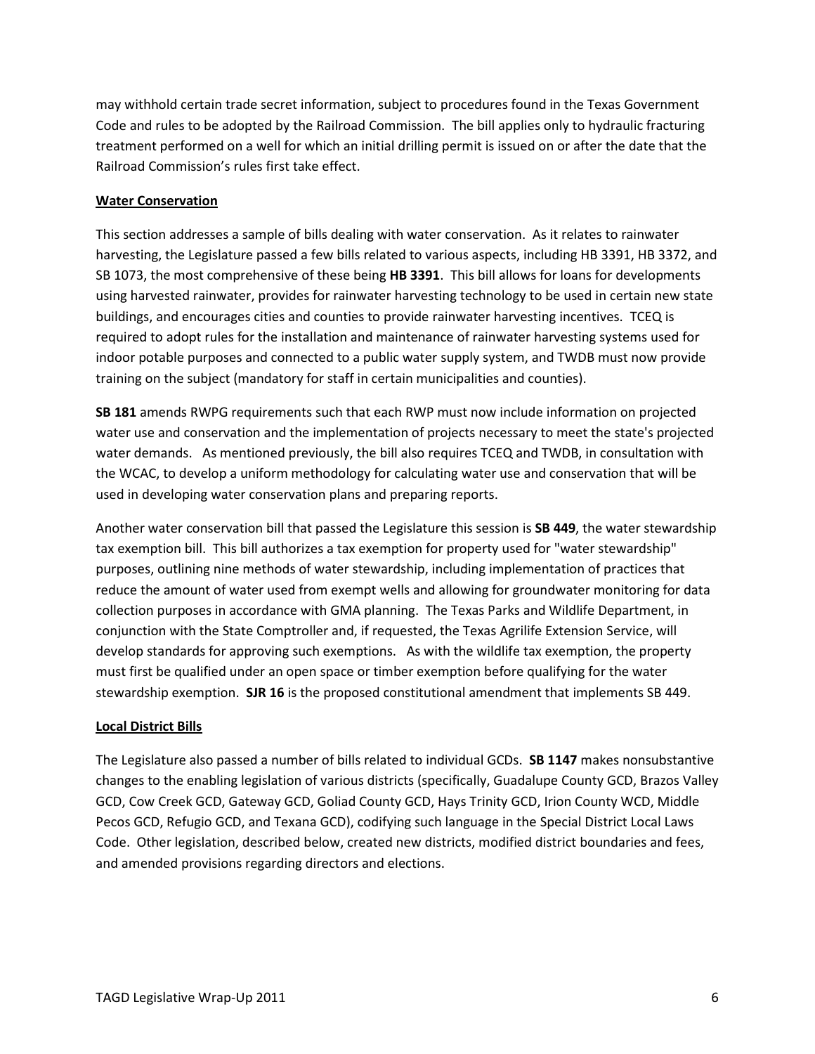may withhold certain trade secret information, subject to procedures found in the Texas Government Code and rules to be adopted by the Railroad Commission. The bill applies only to hydraulic fracturing treatment performed on a well for which an initial drilling permit is issued on or after the date that the Railroad Commission's rules first take effect.

## Water Conservation

This section addresses a sample of bills dealing with water conservation. As it relates to rainwater harvesting, the Legislature passed a few bills related to various aspects, including HB 3391, HB 3372, and SB 1073, the most comprehensive of these being **HB 3391**. This bill allows for loans for developments using harvested rainwater, provides for rainwater harvesting technology to be used in certain new state buildings, and encourages cities and counties to provide rainwater harvesting incentives. TCEQ is required to adopt rules for the installation and maintenance of rainwater harvesting systems used for indoor potable purposes and connected to a public water supply system, and TWDB must now provide training on the subject (mandatory for staff in certain municipalities and counties).

**SB 181** amends RWPG requirements such that each RWP must now include information on projected water use and conservation and the implementation of projects necessary to meet the state's projected water demands. As mentioned previously, the bill also requires TCEQ and TWDB, in consultation with the WCAC, to develop a uniform methodology for calculating water use and conservation that will be used in developing water conservation plans and preparing reports.

Another water conservation bill that passed the Legislature this session is **SB 449**, the water stewardship tax exemption bill. This bill authorizes a tax exemption for property used for "water stewardship" purposes, outlining nine methods of water stewardship, including implementation of practices that reduce the amount of water used from exempt wells and allowing for groundwater monitoring for data collection purposes in accordance with GMA planning. The Texas Parks and Wildlife Department, in conjunction with the State Comptroller and, if requested, the Texas Agrilife Extension Service, will develop standards for approving such exemptions. As with the wildlife tax exemption, the property must first be qualified under an open space or timber exemption before qualifying for the water stewardship exemption. **SJR 16** is the proposed constitutional amendment that implements SB 449.

## Local District Bills

The Legislature also passed a number of bills related to individual GCDs. **SB 1147** makes nonsubstantive changes to the enabling legislation of various districts (specifically, Guadalupe County GCD, Brazos Valley GCD, Cow Creek GCD, Gateway GCD, Goliad County GCD, Hays Trinity GCD, Irion County WCD, Middle Pecos GCD, Refugio GCD, and Texana GCD), codifying such language in the Special District Local Laws Code. Other legislation, described below, created new districts, modified district boundaries and fees, and amended provisions regarding directors and elections.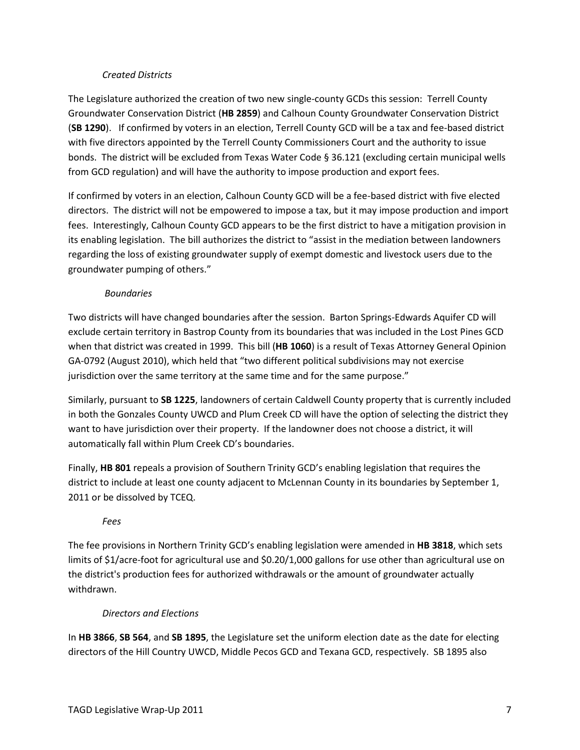### *Created Districts*

The Legislature authorized the creation of two new single-county GCDs this session: Terrell County Groundwater Conservation District (**HB 2859**) and Calhoun County Groundwater Conservation District (**SB 1290**). If confirmed by voters in an election, Terrell County GCD will be a tax and fee-based district with five directors appointed by the Terrell County Commissioners Court and the authority to issue bonds. The district will be excluded from Texas Water Code § 36.121 (excluding certain municipal wells from GCD regulation) and will have the authority to impose production and export fees.

If confirmed by voters in an election, Calhoun County GCD will be a fee-based district with five elected directors. The district will not be empowered to impose a tax, but it may impose production and import fees. Interestingly, Calhoun County GCD appears to be the first district to have a mitigation provision in its enabling legislation. The bill authorizes the district to "assist in the mediation between landowners regarding the loss of existing groundwater supply of exempt domestic and livestock users due to the groundwater pumping of others."

### *Boundaries*

Two districts will have changed boundaries after the session. Barton Springs-Edwards Aquifer CD will exclude certain territory in Bastrop County from its boundaries that was included in the Lost Pines GCD when that district was created in 1999. This bill (**HB 1060**) is a result of Texas Attorney General Opinion GA-0792 (August 2010), which held that "two different political subdivisions may not exercise jurisdiction over the same territory at the same time and for the same purpose."

Similarly, pursuant to **SB 1225**, landowners of certain Caldwell County property that is currently included in both the Gonzales County UWCD and Plum Creek CD will have the option of selecting the district they want to have jurisdiction over their property. If the landowner does not choose a district, it will automatically fall within Plum Creek CD's boundaries.

Finally, **HB 801** repeals a provision of Southern Trinity GCD's enabling legislation that requires the district to include at least one county adjacent to McLennan County in its boundaries by September 1, 2011 or be dissolved by TCEQ.

### *Fees*

The fee provisions in Northern Trinity GCD's enabling legislation were amended in **HB 3818**, which sets limits of $1/acre-foot for agricultural use and $0.20/1,000 gallons for use other than agricultural use on the district's production fees for authorized withdrawals or the amount of groundwater actually withdrawn.

### *Directors and Elections*

In **HB 3866**, **SB 564**, and **SB 1895**, the Legislature set the uniform election date as the date for electing directors of the Hill Country UWCD, Middle Pecos GCD and Texana GCD, respectively. SB 1895 also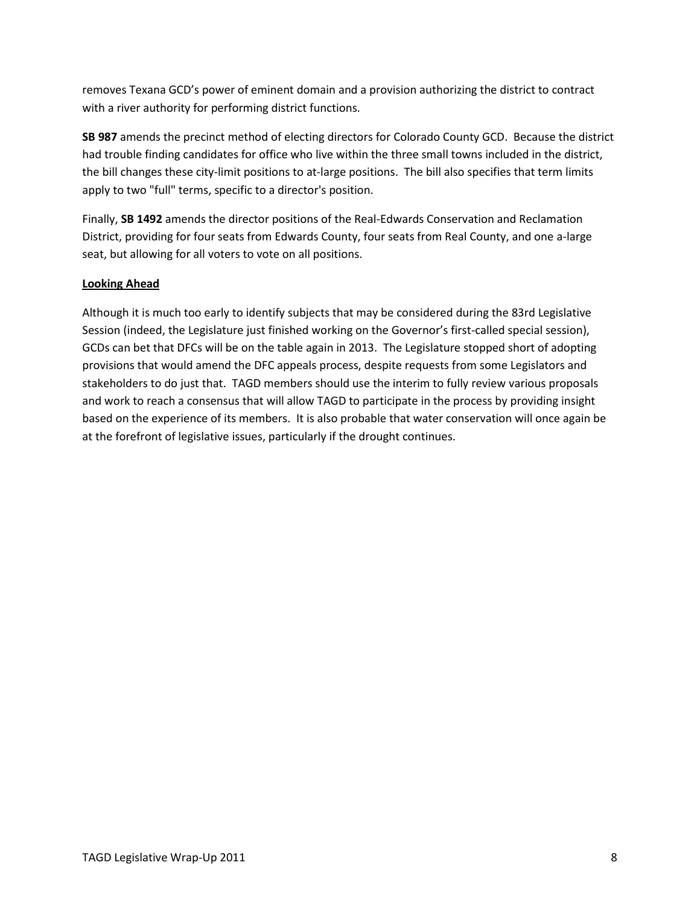removes Texana GCD's power of eminent domain and a provision authorizing the district to contract with a river authority for performing district functions.

**SB 987** amends the precinct method of electing directors for Colorado County GCD. Because the district had trouble finding candidates for office who live within the three small towns included in the district, the bill changes these city-limit positions to at-large positions. The bill also specifies that term limits apply to two "full" terms, specific to a director's position.

Finally, **SB 1492** amends the director positions of the Real-Edwards Conservation and Reclamation District, providing for four seats from Edwards County, four seats from Real County, and one a-large seat, but allowing for all voters to vote on all positions.

**Looking Ahead**

Although it is much too early to identify subjects that may be considered during the 83rd Legislative Session (indeed, the Legislature just finished working on the Governor's first-called special session), GCDs can bet that DFCs will be on the table again in 2013. The Legislature stopped short of adopting provisions that would amend the DFC appeals process, despite requests from some Legislators and stakeholders to do just that. TAGD members should use the interim to fully review various proposals and work to reach a consensus that will allow TAGD to participate in the process by providing insight based on the experience of its members. It is also probable that water conservation will once again be at the forefront of legislative issues, particularly if the drought continues.